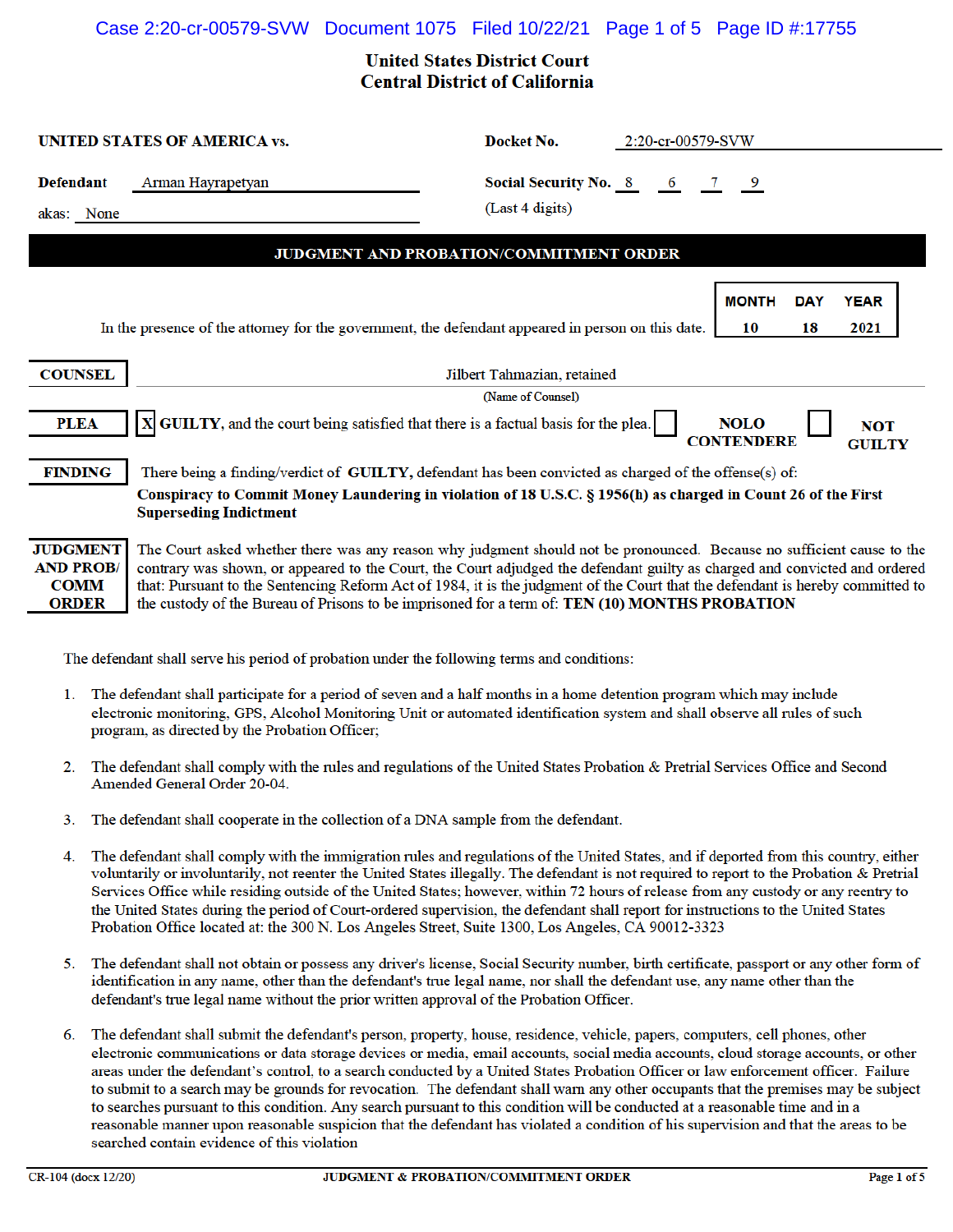United States District Court
Central District of California

**UNITED STATES OF AMERICA vs.** | **Docket No.** 2:20-cr-00579-SVW

**Defendant** Arman Hayrapetyan | **Social Security No.** 8 6 7 9 (Last 4 digits)

akas: None

## JUDGMENT AND PROBATION/COMMITMENT ORDER

In the presence of the attorney for the government, the defendant appeared in person on this date.

| MONTH | DAY | YEAR |
|---|---|---|
| 10 | 18 | 2021 |

**COUNSEL** Jilbert Tahmazian, retained
(Name of Counsel)

**PLEA** [X] **GUILTY,** and the court being satisfied that there is a factual basis for the plea. [ ] **NOLO CONTENDERE** [ ] **NOT GUILTY**

**FINDING** There being a finding/verdict of **GUILTY,** defendant has been convicted as charged of the offense(s) of:
**Conspiracy to Commit Money Laundering in violation of 18 U.S.C. § 1956(h) as charged in Count 26 of the First Superseding Indictment**

**JUDGMENT AND PROB/ COMM ORDER** The Court asked whether there was any reason why judgment should not be pronounced. Because no sufficient cause to the contrary was shown, or appeared to the Court, the Court adjudged the defendant guilty as charged and convicted and ordered that: Pursuant to the Sentencing Reform Act of 1984, it is the judgment of the Court that the defendant is hereby committed to the custody of the Bureau of Prisons to be imprisoned for a term of: **TEN (10) MONTHS PROBATION**

The defendant shall serve his period of probation under the following terms and conditions:

1. The defendant shall participate for a period of seven and a half months in a home detention program which may include electronic monitoring, GPS, Alcohol Monitoring Unit or automated identification system and shall observe all rules of such program, as directed by the Probation Officer;

2. The defendant shall comply with the rules and regulations of the United States Probation & Pretrial Services Office and Second Amended General Order 20-04.

3. The defendant shall cooperate in the collection of a DNA sample from the defendant.

4. The defendant shall comply with the immigration rules and regulations of the United States, and if deported from this country, either voluntarily or involuntarily, not reenter the United States illegally. The defendant is not required to report to the Probation & Pretrial Services Office while residing outside of the United States; however, within 72 hours of release from any custody or any reentry to the United States during the period of Court-ordered supervision, the defendant shall report for instructions to the United States Probation Office located at: the 300 N. Los Angeles Street, Suite 1300, Los Angeles, CA 90012-3323

5. The defendant shall not obtain or possess any driver's license, Social Security number, birth certificate, passport or any other form of identification in any name, other than the defendant's true legal name, nor shall the defendant use, any name other than the defendant's true legal name without the prior written approval of the Probation Officer.

6. The defendant shall submit the defendant's person, property, house, residence, vehicle, papers, computers, cell phones, other electronic communications or data storage devices or media, email accounts, social media accounts, cloud storage accounts, or other areas under the defendant's control, to a search conducted by a United States Probation Officer or law enforcement officer. Failure to submit to a search may be grounds for revocation. The defendant shall warn any other occupants that the premises may be subject to searches pursuant to this condition. Any search pursuant to this condition will be conducted at a reasonable time and in a reasonable manner upon reasonable suspicion that the defendant has violated a condition of his supervision and that the areas to be searched contain evidence of this violation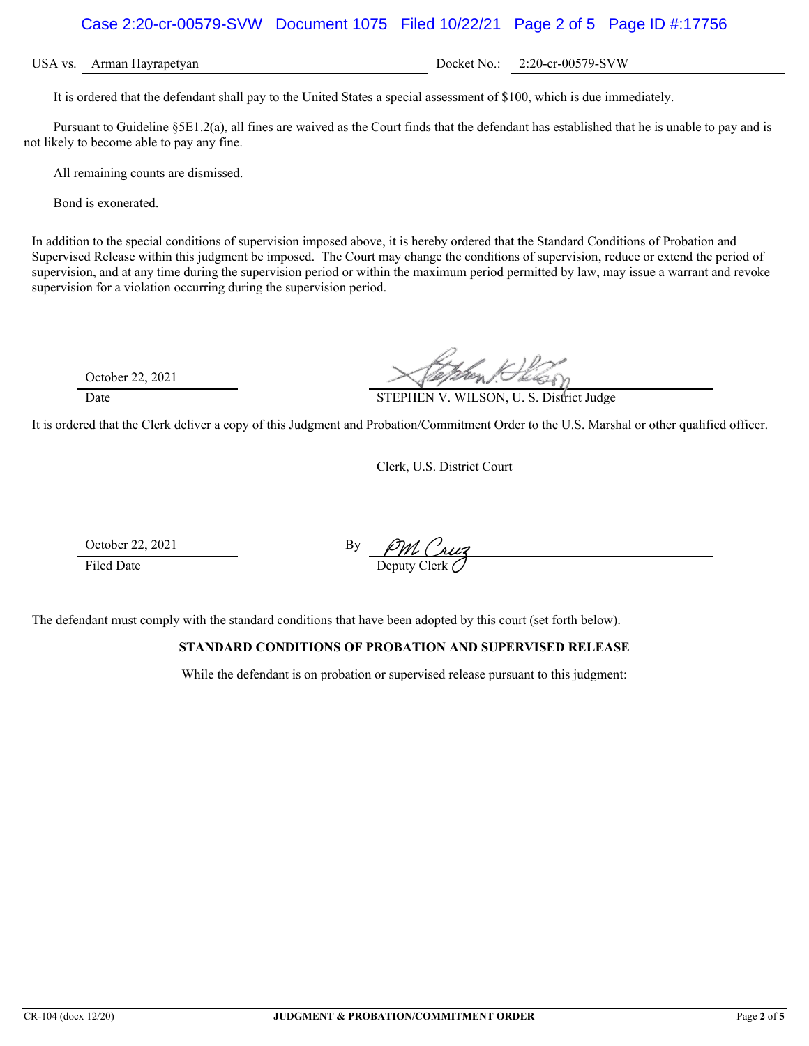USA vs. Arman Hayrapetyan Docket No.: 2:20-cr-00579-SVW

It is ordered that the defendant shall pay to the United States a special assessment of $100, which is due immediately.

Pursuant to Guideline §5E1.2(a), all fines are waived as the Court finds that the defendant has established that he is unable to pay and is not likely to become able to pay any fine.

All remaining counts are dismissed.

Bond is exonerated.

In addition to the special conditions of supervision imposed above, it is hereby ordered that the Standard Conditions of Probation and Supervised Release within this judgment be imposed. The Court may change the conditions of supervision, reduce or extend the period of supervision, and at any time during the supervision period or within the maximum period permitted by law, may issue a warrant and revoke supervision for a violation occurring during the supervision period.

October 22, 2021
Date

STEPHEN V. WILSON, U. S. District Judge

It is ordered that the Clerk deliver a copy of this Judgment and Probation/Commitment Order to the U.S. Marshal or other qualified officer.

Clerk, U.S. District Court

October 22, 2021
Filed Date

By PM Cruz
Deputy Clerk

The defendant must comply with the standard conditions that have been adopted by this court (set forth below).

**STANDARD CONDITIONS OF PROBATION AND SUPERVISED RELEASE**

While the defendant is on probation or supervised release pursuant to this judgment: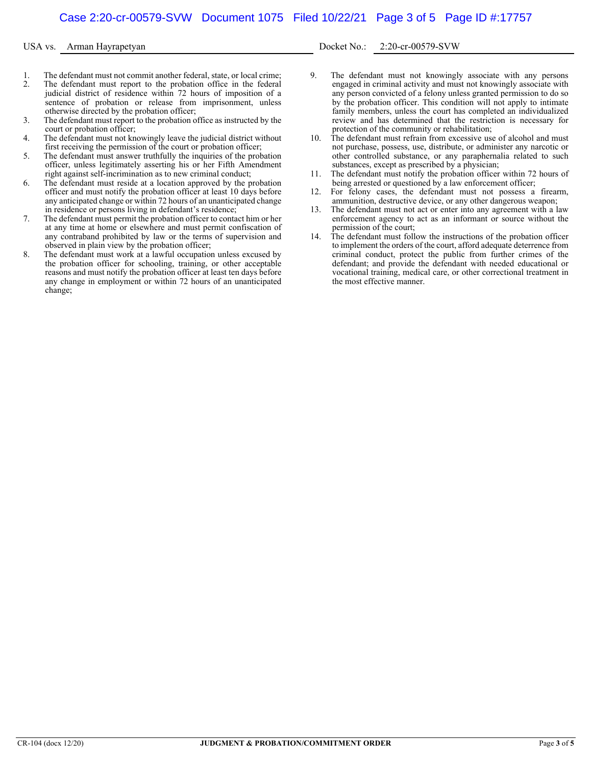USA vs. Arman Hayrapetyan Docket No.: 2:20-cr-00579-SVW

1. The defendant must not commit another federal, state, or local crime;
2. The defendant must report to the probation office in the federal judicial district of residence within 72 hours of imposition of a sentence of probation or release from imprisonment, unless otherwise directed by the probation officer;
3. The defendant must report to the probation office as instructed by the court or probation officer;
4. The defendant must not knowingly leave the judicial district without first receiving the permission of the court or probation officer;
5. The defendant must answer truthfully the inquiries of the probation officer, unless legitimately asserting his or her Fifth Amendment right against self-incrimination as to new criminal conduct;
6. The defendant must reside at a location approved by the probation officer and must notify the probation officer at least 10 days before any anticipated change or within 72 hours of an unanticipated change in residence or persons living in defendant's residence;
7. The defendant must permit the probation officer to contact him or her at any time at home or elsewhere and must permit confiscation of any contraband prohibited by law or the terms of supervision and observed in plain view by the probation officer;
8. The defendant must work at a lawful occupation unless excused by the probation officer for schooling, training, or other acceptable reasons and must notify the probation officer at least ten days before any change in employment or within 72 hours of an unanticipated change;
9. The defendant must not knowingly associate with any persons engaged in criminal activity and must not knowingly associate with any person convicted of a felony unless granted permission to do so by the probation officer. This condition will not apply to intimate family members, unless the court has completed an individualized review and has determined that the restriction is necessary for protection of the community or rehabilitation;
10. The defendant must refrain from excessive use of alcohol and must not purchase, possess, use, distribute, or administer any narcotic or other controlled substance, or any paraphernalia related to such substances, except as prescribed by a physician;
11. The defendant must notify the probation officer within 72 hours of being arrested or questioned by a law enforcement officer;
12. For felony cases, the defendant must not possess a firearm, ammunition, destructive device, or any other dangerous weapon;
13. The defendant must not act or enter into any agreement with a law enforcement agency to act as an informant or source without the permission of the court;
14. The defendant must follow the instructions of the probation officer to implement the orders of the court, afford adequate deterrence from criminal conduct, protect the public from further crimes of the defendant; and provide the defendant with needed educational or vocational training, medical care, or other correctional treatment in the most effective manner.

CR-104 (docx 12/20) **JUDGMENT & PROBATION/COMMITMENT ORDER**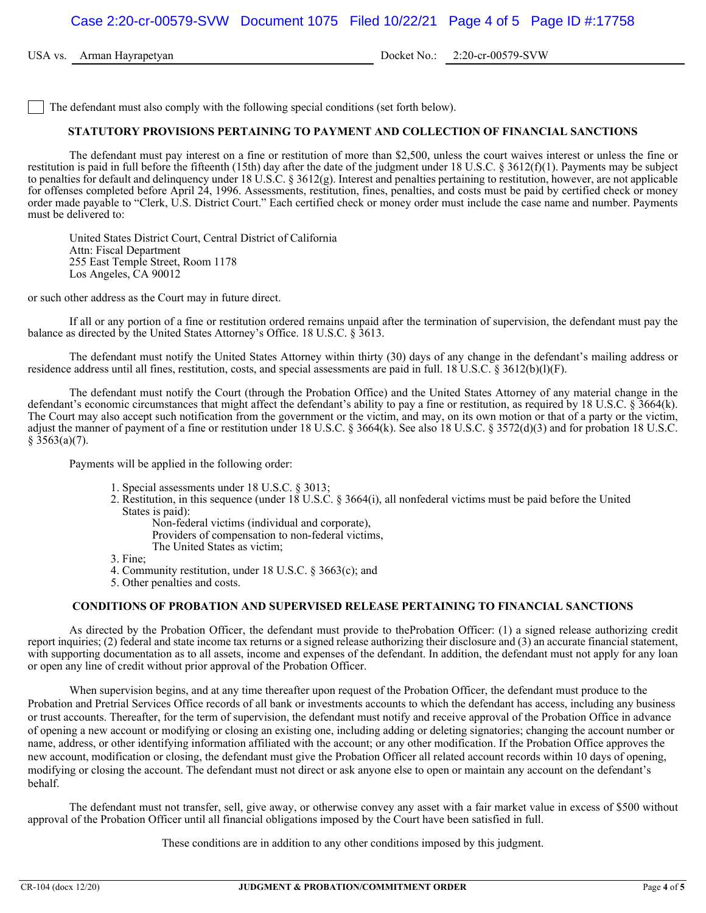USA vs. Arman Hayrapetyan Docket No.: 2:20-cr-00579-SVW

☐ The defendant must also comply with the following special conditions (set forth below).

## STATUTORY PROVISIONS PERTAINING TO PAYMENT AND COLLECTION OF FINANCIAL SANCTIONS

The defendant must pay interest on a fine or restitution of more than $2,500, unless the court waives interest or unless the fine or restitution is paid in full before the fifteenth (15th) day after the date of the judgment under 18 U.S.C. § 3612(f)(1). Payments may be subject to penalties for default and delinquency under 18 U.S.C. § 3612(g). Interest and penalties pertaining to restitution, however, are not applicable for offenses completed before April 24, 1996. Assessments, restitution, fines, penalties, and costs must be paid by certified check or money order made payable to "Clerk, U.S. District Court." Each certified check or money order must include the case name and number. Payments must be delivered to:

United States District Court, Central District of California
Attn: Fiscal Department
255 East Temple Street, Room 1178
Los Angeles, CA 90012

or such other address as the Court may in future direct.

If all or any portion of a fine or restitution ordered remains unpaid after the termination of supervision, the defendant must pay the balance as directed by the United States Attorney's Office. 18 U.S.C. § 3613.

The defendant must notify the United States Attorney within thirty (30) days of any change in the defendant's mailing address or residence address until all fines, restitution, costs, and special assessments are paid in full. 18 U.S.C. § 3612(b)(l)(F).

The defendant must notify the Court (through the Probation Office) and the United States Attorney of any material change in the defendant's economic circumstances that might affect the defendant's ability to pay a fine or restitution, as required by 18 U.S.C. § 3664(k). The Court may also accept such notification from the government or the victim, and may, on its own motion or that of a party or the victim, adjust the manner of payment of a fine or restitution under 18 U.S.C. § 3664(k). See also 18 U.S.C. § 3572(d)(3) and for probation 18 U.S.C. § 3563(a)(7).

Payments will be applied in the following order:

1. Special assessments under 18 U.S.C. § 3013;
2. Restitution, in this sequence (under 18 U.S.C. § 3664(i), all nonfederal victims must be paid before the United States is paid):
   - Non-federal victims (individual and corporate),
   - Providers of compensation to non-federal victims,
   - The United States as victim;
3. Fine;
4. Community restitution, under 18 U.S.C. § 3663(c); and
5. Other penalties and costs.

## CONDITIONS OF PROBATION AND SUPERVISED RELEASE PERTAINING TO FINANCIAL SANCTIONS

As directed by the Probation Officer, the defendant must provide to theProbation Officer: (1) a signed release authorizing credit report inquiries; (2) federal and state income tax returns or a signed release authorizing their disclosure and (3) an accurate financial statement, with supporting documentation as to all assets, income and expenses of the defendant. In addition, the defendant must not apply for any loan or open any line of credit without prior approval of the Probation Officer.

When supervision begins, and at any time thereafter upon request of the Probation Officer, the defendant must produce to the Probation and Pretrial Services Office records of all bank or investments accounts to which the defendant has access, including any business or trust accounts. Thereafter, for the term of supervision, the defendant must notify and receive approval of the Probation Office in advance of opening a new account or modifying or closing an existing one, including adding or deleting signatories; changing the account number or name, address, or other identifying information affiliated with the account; or any other modification. If the Probation Office approves the new account, modification or closing, the defendant must give the Probation Officer all related account records within 10 days of opening, modifying or closing the account. The defendant must not direct or ask anyone else to open or maintain any account on the defendant's behalf.

The defendant must not transfer, sell, give away, or otherwise convey any asset with a fair market value in excess of $500 without approval of the Probation Officer until all financial obligations imposed by the Court have been satisfied in full.

These conditions are in addition to any other conditions imposed by this judgment.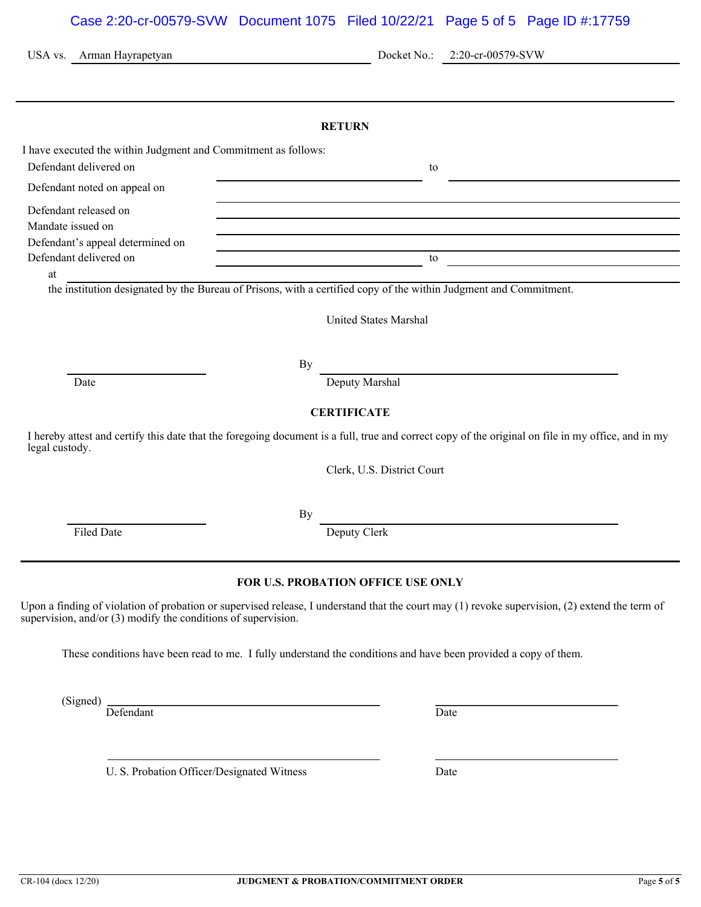USA vs. Arman Hayrapetyan Docket No.: 2:20-cr-00579-SVW

---

**RETURN**

I have executed the within Judgment and Commitment as follows:

Defendant delivered on ______________________ to ______________________

Defendant noted on appeal on ______________________

Defendant released on ______________________

Mandate issued on ______________________

Defendant's appeal determined on ______________________

Defendant delivered on ______________________ to ______________________

at ______________________

the institution designated by the Bureau of Prisons, with a certified copy of the within Judgment and Commitment.

United States Marshal

______________________ By ______________________

Date Deputy Marshal

**CERTIFICATE**

I hereby attest and certify this date that the foregoing document is a full, true and correct copy of the original on file in my office, and in my legal custody.

Clerk, U.S. District Court

______________________ By ______________________

Filed Date Deputy Clerk

---

**FOR U.S. PROBATION OFFICE USE ONLY**

Upon a finding of violation of probation or supervised release, I understand that the court may (1) revoke supervision, (2) extend the term of supervision, and/or (3) modify the conditions of supervision.

These conditions have been read to me. I fully understand the conditions and have been provided a copy of them.

(Signed) ______________________ ______________________

Defendant Date

______________________ ______________________

U. S. Probation Officer/Designated Witness Date

CR-104 (docx 12/20) **JUDGMENT & PROBATION/COMMITMENT ORDER**